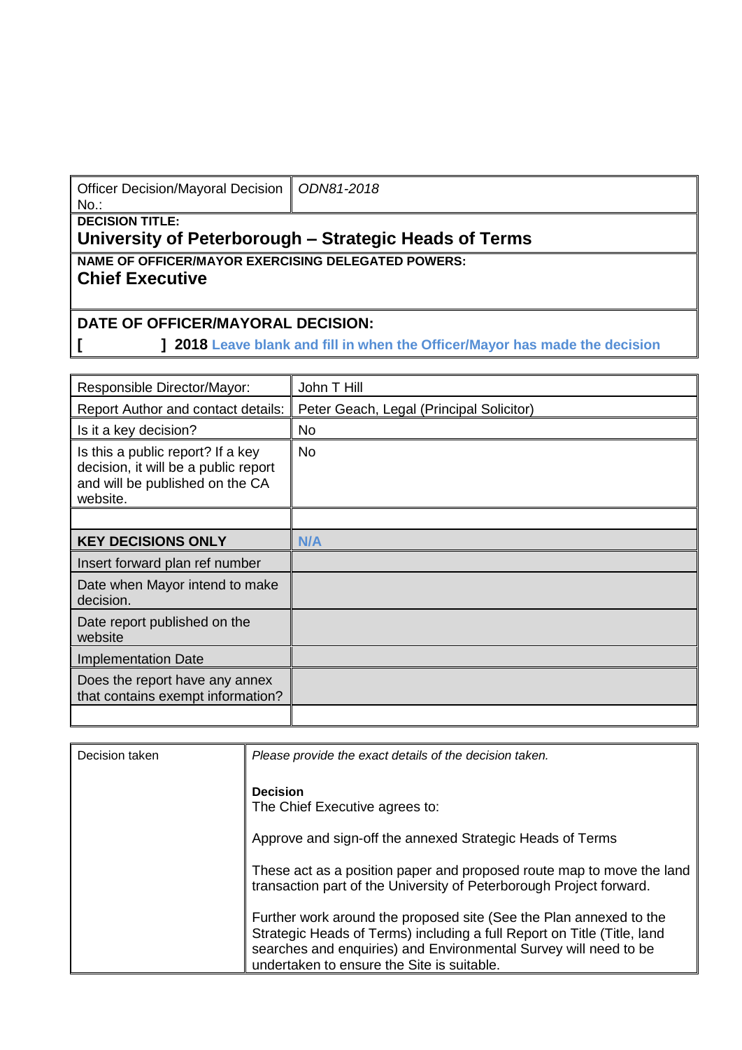| Officer Decision/Mayoral Decision No.: | *ODN81-2018* |
|---|---|
| **DECISION TITLE:** **University of Peterborough – Strategic Heads of Terms** | |
| **NAME OF OFFICER/MAYOR EXERCISING DELEGATED POWERS:** **Chief Executive** | |
| **DATE OF OFFICER/MAYORAL DECISION:** **[ ] 2018** **Leave blank and fill in when the Officer/Mayor has made the decision** | |

| Responsible Director/Mayor: | John T Hill |
|---|---|
| Report Author and contact details: | Peter Geach, Legal (Principal Solicitor) |
| Is it a key decision? | No |
| Is this a public report? If a key decision, it will be a public report and will be published on the CA website. | No |
| | |
| **KEY DECISIONS ONLY** | **N/A** |
| Insert forward plan ref number | |
| Date when Mayor intend to make decision. | |
| Date report published on the website | |
| Implementation Date | |
| Does the report have any annex that contains exempt information? | |
| | |

| Decision taken | *Please provide the exact details of the decision taken.* **Decision** The Chief Executive agrees to: Approve and sign-off the annexed Strategic Heads of Terms These act as a position paper and proposed route map to move the land transaction part of the University of Peterborough Project forward. Further work around the proposed site (See the Plan annexed to the Strategic Heads of Terms) including a full Report on Title (Title, land searches and enquiries) and Environmental Survey will need to be undertaken to ensure the Site is suitable. |
|---|---|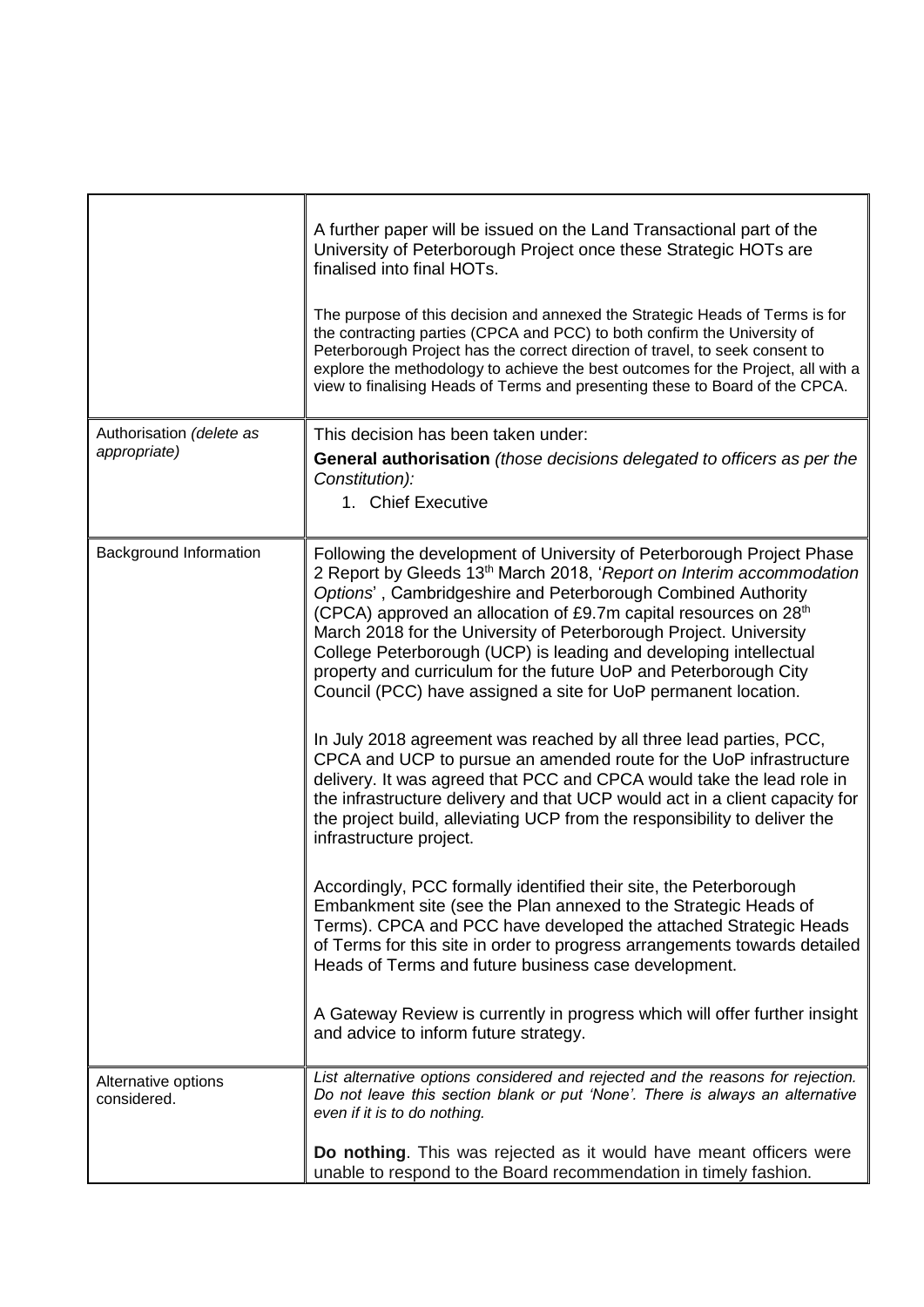| | |
|---|---|
| | A further paper will be issued on the Land Transactional part of the University of Peterborough Project once these Strategic HOTs are finalised into final HOTs.<br><br>The purpose of this decision and annexed the Strategic Heads of Terms is for the contracting parties (CPCA and PCC) to both confirm the University of Peterborough Project has the correct direction of travel, to seek consent to explore the methodology to achieve the best outcomes for the Project, all with a view to finalising Heads of Terms and presenting these to Board of the CPCA. |
| Authorisation *(delete as appropriate)* | This decision has been taken under:<br>**General authorisation** *(those decisions delegated to officers as per the Constitution):*<br>1. Chief Executive |
| Background Information | Following the development of University of Peterborough Project Phase 2 Report by Gleeds 13th March 2018, '*Report on Interim accommodation Options*', Cambridgeshire and Peterborough Combined Authority (CPCA) approved an allocation of £9.7m capital resources on 28th March 2018 for the University of Peterborough Project. University College Peterborough (UCP) is leading and developing intellectual property and curriculum for the future UoP and Peterborough City Council (PCC) have assigned a site for UoP permanent location.<br><br>In July 2018 agreement was reached by all three lead parties, PCC, CPCA and UCP to pursue an amended route for the UoP infrastructure delivery. It was agreed that PCC and CPCA would take the lead role in the infrastructure delivery and that UCP would act in a client capacity for the project build, alleviating UCP from the responsibility to deliver the infrastructure project.<br><br>Accordingly, PCC formally identified their site, the Peterborough Embankment site (see the Plan annexed to the Strategic Heads of Terms). CPCA and PCC have developed the attached Strategic Heads of Terms for this site in order to progress arrangements towards detailed Heads of Terms and future business case development.<br><br>A Gateway Review is currently in progress which will offer further insight and advice to inform future strategy. |
| Alternative options considered. | *List alternative options considered and rejected and the reasons for rejection. Do not leave this section blank or put 'None'. There is always an alternative even if it is to do nothing.*<br><br>**Do nothing**. This was rejected as it would have meant officers were unable to respond to the Board recommendation in timely fashion. |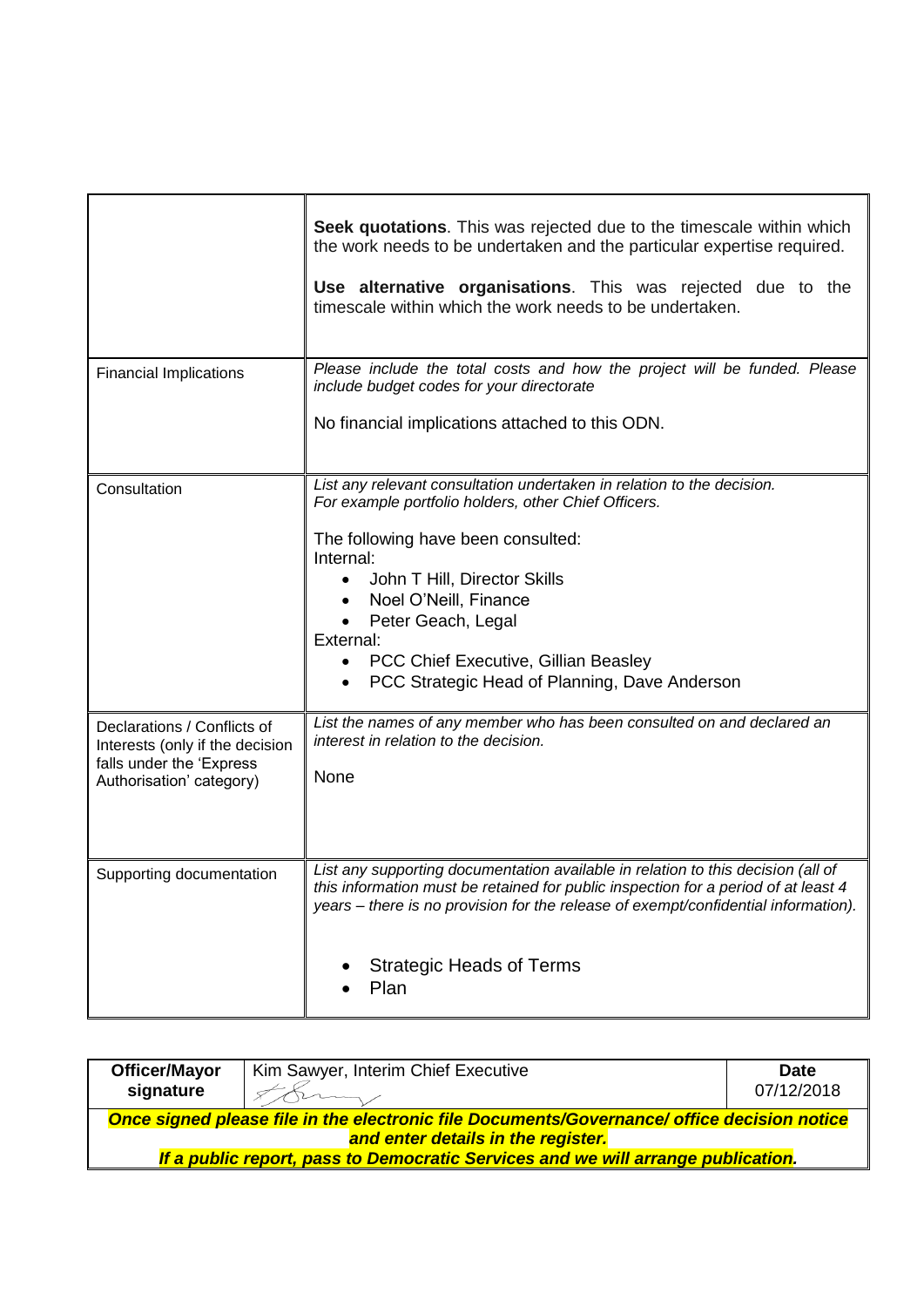| | |
|---|---|
| | **Seek quotations**. This was rejected due to the timescale within which the work needs to be undertaken and the particular expertise required.<br><br>**Use alternative organisations**. This was rejected due to the timescale within which the work needs to be undertaken. |
| Financial Implications | *Please include the total costs and how the project will be funded. Please include budget codes for your directorate*<br><br>No financial implications attached to this ODN. |
| Consultation | *List any relevant consultation undertaken in relation to the decision. For example portfolio holders, other Chief Officers.*<br><br>The following have been consulted:<br>Internal:<br>• John T Hill, Director Skills<br>• Noel O'Neill, Finance<br>• Peter Geach, Legal<br>External:<br>• PCC Chief Executive, Gillian Beasley<br>• PCC Strategic Head of Planning, Dave Anderson |
| Declarations / Conflicts of Interests (only if the decision falls under the 'Express Authorisation' category) | *List the names of any member who has been consulted on and declared an interest in relation to the decision.*<br><br>None |
| Supporting documentation | *List any supporting documentation available in relation to this decision (all of this information must be retained for public inspection for a period of at least 4 years – there is no provision for the release of exempt/confidential information).*<br><br>• Strategic Heads of Terms<br>• Plan |

| | | |
|---|---|---|
| **Officer/Mayor signature** | Kim Sawyer, Interim Chief Executive | **Date**<br>07/12/2018 |

***Once signed please file in the electronic file Documents/Governance/ office decision notice and enter details in the register.***
***If a public report, pass to Democratic Services and we will arrange publication.***